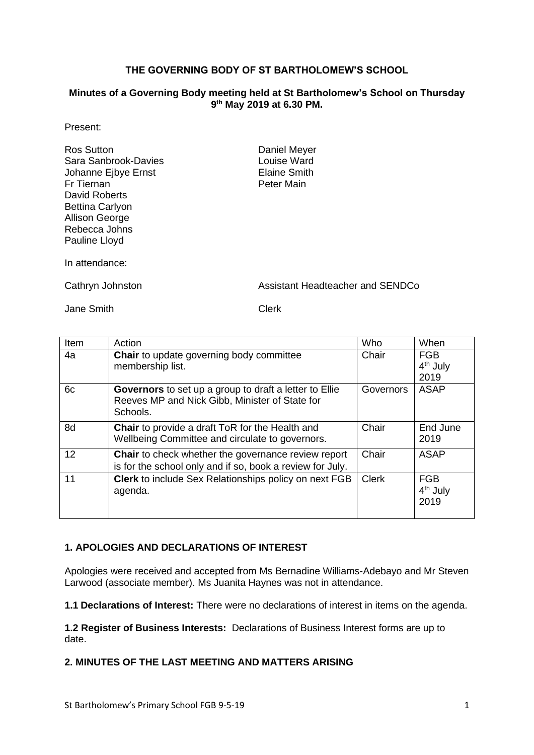**THE GOVERNING BODY OF ST BARTHOLOMEW'S SCHOOL**

**Minutes of a Governing Body meeting held at St Bartholomew's School on Thursday 9th May 2019 at 6.30 PM.**

Present:

Ros Sutton
Sara Sanbrook-Davies
Johanne Ejbye Ernst
Fr Tiernan
David Roberts
Bettina Carlyon
Allison George
Rebecca Johns
Pauline Lloyd
Daniel Meyer
Louise Ward
Elaine Smith
Peter Main

In attendance:

Cathryn Johnston — Assistant Headteacher and SENDCo

Jane Smith — Clerk

| Item | Action | Who | When |
|---|---|---|---|
| 4a | **Chair** to update governing body committee membership list. | Chair | FGB 4th July 2019 |
| 6c | **Governors** to set up a group to draft a letter to Ellie Reeves MP and Nick Gibb, Minister of State for Schools. | Governors | ASAP |
| 8d | **Chair** to provide a draft ToR for the Health and Wellbeing Committee and circulate to governors. | Chair | End June 2019 |
| 12 | **Chair** to check whether the governance review report is for the school only and if so, book a review for July. | Chair | ASAP |
| 11 | **Clerk** to include Sex Relationships policy on next FGB agenda. | Clerk | FGB 4th July 2019 |

## 1. APOLOGIES AND DECLARATIONS OF INTEREST

Apologies were received and accepted from Ms Bernadine Williams-Adebayo and Mr Steven Larwood (associate member). Ms Juanita Haynes was not in attendance.

**1.1 Declarations of Interest:** There were no declarations of interest in items on the agenda.

**1.2 Register of Business Interests:** Declarations of Business Interest forms are up to date.

## 2. MINUTES OF THE LAST MEETING AND MATTERS ARISING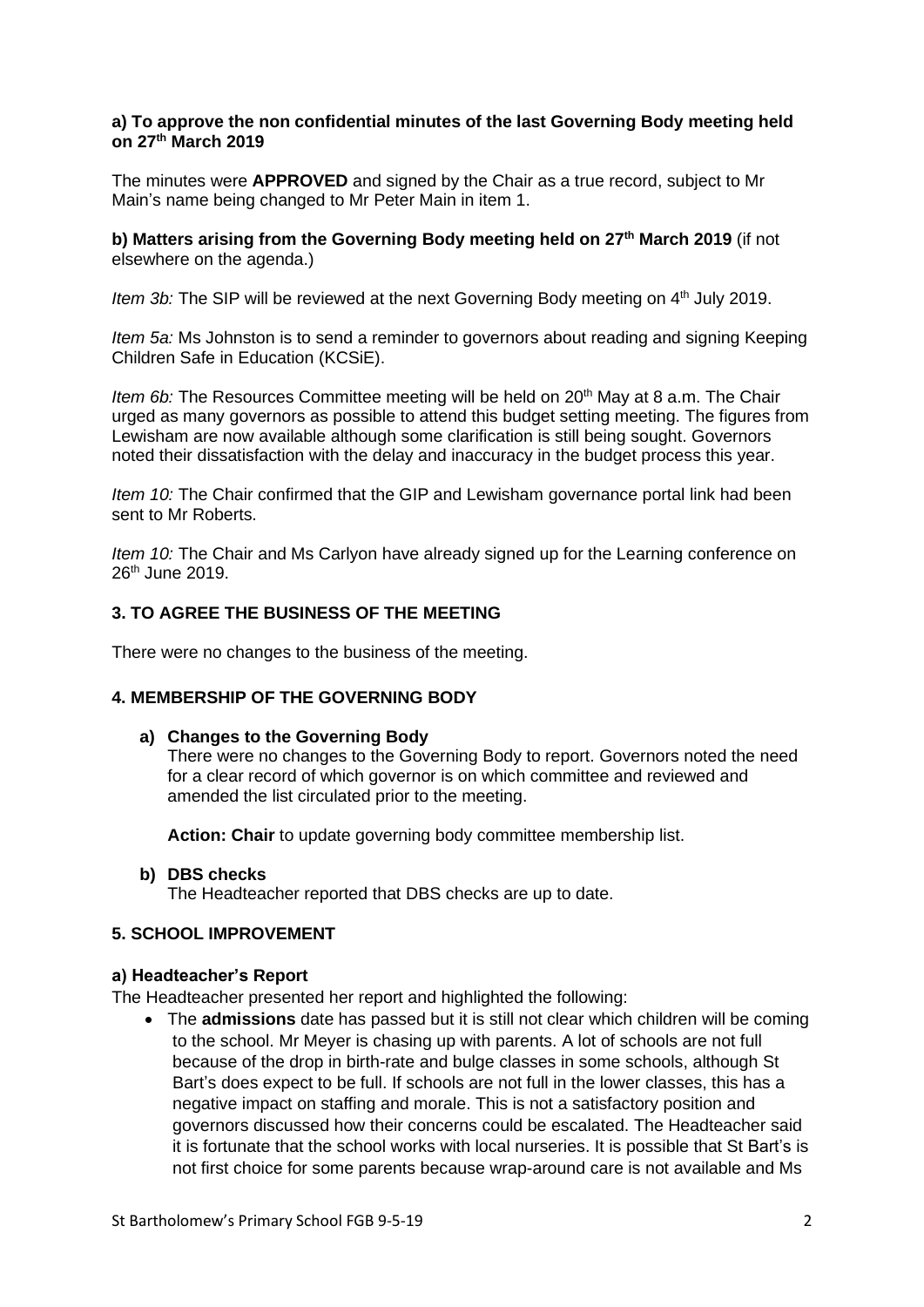**a) To approve the non confidential minutes of the last Governing Body meeting held on 27th March 2019**

The minutes were **APPROVED** and signed by the Chair as a true record, subject to Mr Main's name being changed to Mr Peter Main in item 1.

**b) Matters arising from the Governing Body meeting held on 27th March 2019** (if not elsewhere on the agenda.)

*Item 3b:* The SIP will be reviewed at the next Governing Body meeting on 4th July 2019.

*Item 5a:* Ms Johnston is to send a reminder to governors about reading and signing Keeping Children Safe in Education (KCSiE).

*Item 6b:* The Resources Committee meeting will be held on 20th May at 8 a.m. The Chair urged as many governors as possible to attend this budget setting meeting. The figures from Lewisham are now available although some clarification is still being sought. Governors noted their dissatisfaction with the delay and inaccuracy in the budget process this year.

*Item 10:* The Chair confirmed that the GIP and Lewisham governance portal link had been sent to Mr Roberts.

*Item 10:* The Chair and Ms Carlyon have already signed up for the Learning conference on 26th June 2019.

## 3. TO AGREE THE BUSINESS OF THE MEETING

There were no changes to the business of the meeting.

## 4. MEMBERSHIP OF THE GOVERNING BODY

**a) Changes to the Governing Body**

There were no changes to the Governing Body to report. Governors noted the need for a clear record of which governor is on which committee and reviewed and amended the list circulated prior to the meeting.

**Action: Chair** to update governing body committee membership list.

**b) DBS checks**

The Headteacher reported that DBS checks are up to date.

## 5. SCHOOL IMPROVEMENT

**a) Headteacher's Report**

The Headteacher presented her report and highlighted the following:

- The **admissions** date has passed but it is still not clear which children will be coming to the school. Mr Meyer is chasing up with parents. A lot of schools are not full because of the drop in birth-rate and bulge classes in some schools, although St Bart's does expect to be full. If schools are not full in the lower classes, this has a negative impact on staffing and morale. This is not a satisfactory position and governors discussed how their concerns could be escalated. The Headteacher said it is fortunate that the school works with local nurseries. It is possible that St Bart's is not first choice for some parents because wrap-around care is not available and Ms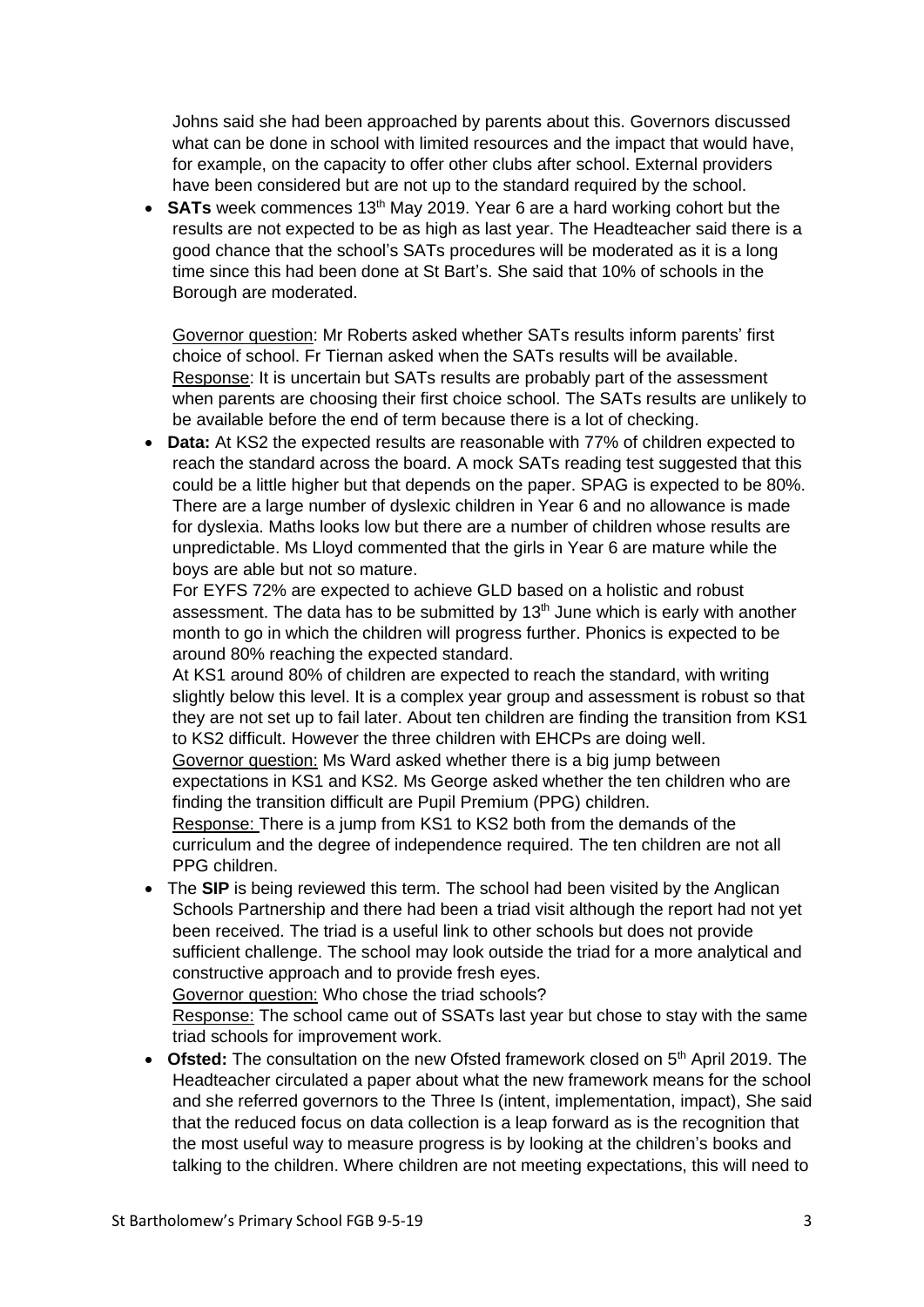Johns said she had been approached by parents about this. Governors discussed what can be done in school with limited resources and the impact that would have, for example, on the capacity to offer other clubs after school. External providers have been considered but are not up to the standard required by the school.

- **SATs** week commences 13th May 2019. Year 6 are a hard working cohort but the results are not expected to be as high as last year. The Headteacher said there is a good chance that the school's SATs procedures will be moderated as it is a long time since this had been done at St Bart's. She said that 10% of schools in the Borough are moderated.

  Governor question: Mr Roberts asked whether SATs results inform parents' first choice of school. Fr Tiernan asked when the SATs results will be available.
  Response: It is uncertain but SATs results are probably part of the assessment when parents are choosing their first choice school. The SATs results are unlikely to be available before the end of term because there is a lot of checking.

- **Data:** At KS2 the expected results are reasonable with 77% of children expected to reach the standard across the board. A mock SATs reading test suggested that this could be a little higher but that depends on the paper. SPAG is expected to be 80%. There are a large number of dyslexic children in Year 6 and no allowance is made for dyslexia. Maths looks low but there are a number of children whose results are unpredictable. Ms Lloyd commented that the girls in Year 6 are mature while the boys are able but not so mature.
  For EYFS 72% are expected to achieve GLD based on a holistic and robust assessment. The data has to be submitted by 13th June which is early with another month to go in which the children will progress further. Phonics is expected to be around 80% reaching the expected standard.
  At KS1 around 80% of children are expected to reach the standard, with writing slightly below this level. It is a complex year group and assessment is robust so that they are not set up to fail later. About ten children are finding the transition from KS1 to KS2 difficult. However the three children with EHCPs are doing well.
  Governor question: Ms Ward asked whether there is a big jump between expectations in KS1 and KS2. Ms George asked whether the ten children who are finding the transition difficult are Pupil Premium (PPG) children.
  Response: There is a jump from KS1 to KS2 both from the demands of the curriculum and the degree of independence required. The ten children are not all PPG children.

- The **SIP** is being reviewed this term. The school had been visited by the Anglican Schools Partnership and there had been a triad visit although the report had not yet been received. The triad is a useful link to other schools but does not provide sufficient challenge. The school may look outside the triad for a more analytical and constructive approach and to provide fresh eyes.
  Governor question: Who chose the triad schools?
  Response: The school came out of SSATs last year but chose to stay with the same triad schools for improvement work.

- **Ofsted:** The consultation on the new Ofsted framework closed on 5th April 2019. The Headteacher circulated a paper about what the new framework means for the school and she referred governors to the Three Is (intent, implementation, impact), She said that the reduced focus on data collection is a leap forward as is the recognition that the most useful way to measure progress is by looking at the children's books and talking to the children. Where children are not meeting expectations, this will need to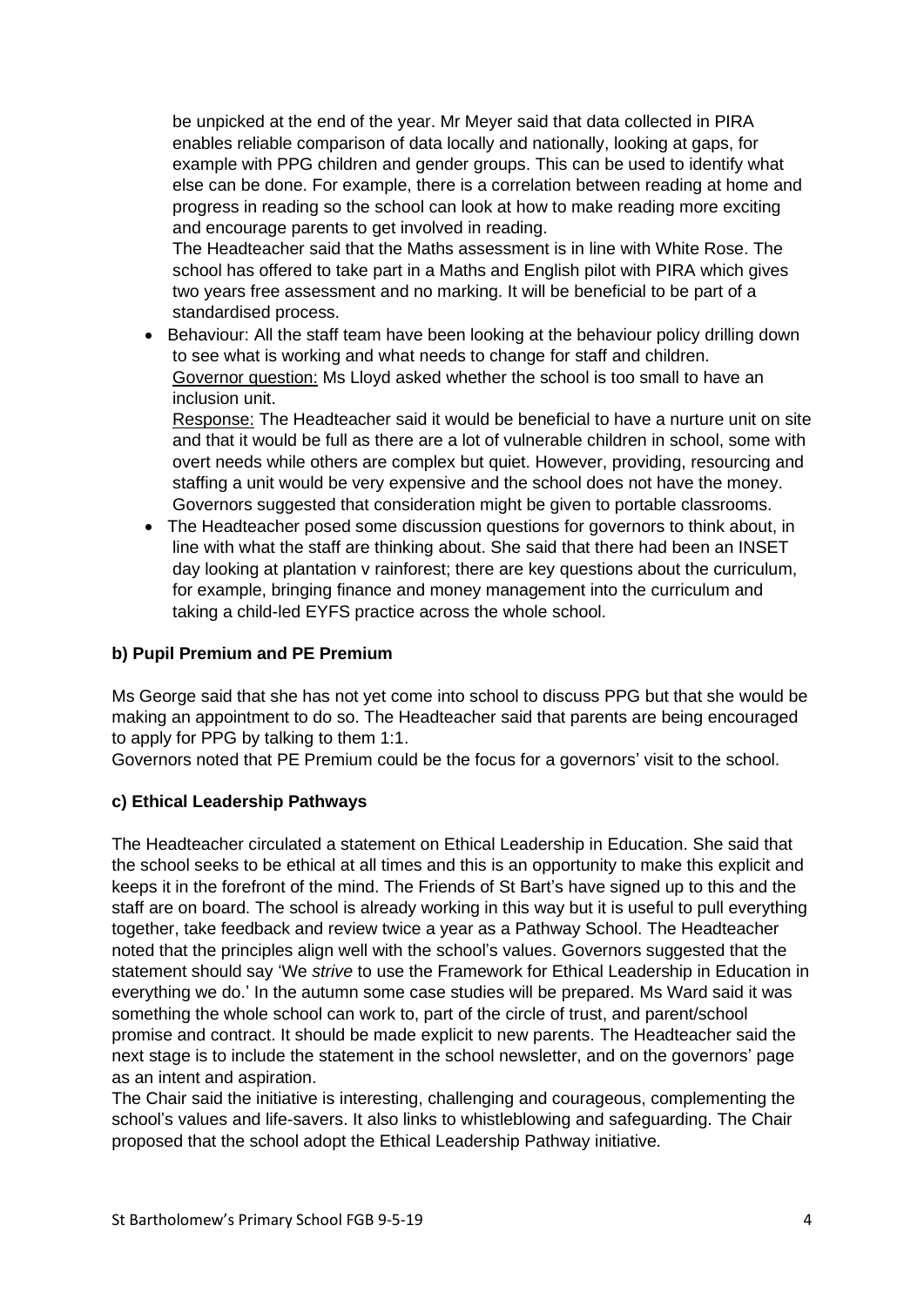be unpicked at the end of the year. Mr Meyer said that data collected in PIRA enables reliable comparison of data locally and nationally, looking at gaps, for example with PPG children and gender groups. This can be used to identify what else can be done. For example, there is a correlation between reading at home and progress in reading so the school can look at how to make reading more exciting and encourage parents to get involved in reading.
The Headteacher said that the Maths assessment is in line with White Rose. The school has offered to take part in a Maths and English pilot with PIRA which gives two years free assessment and no marking. It will be beneficial to be part of a standardised process.

- Behaviour: All the staff team have been looking at the behaviour policy drilling down to see what is working and what needs to change for staff and children.
  Governor question: Ms Lloyd asked whether the school is too small to have an inclusion unit.
  Response: The Headteacher said it would be beneficial to have a nurture unit on site and that it would be full as there are a lot of vulnerable children in school, some with overt needs while others are complex but quiet. However, providing, resourcing and staffing a unit would be very expensive and the school does not have the money. Governors suggested that consideration might be given to portable classrooms.
- The Headteacher posed some discussion questions for governors to think about, in line with what the staff are thinking about. She said that there had been an INSET day looking at plantation v rainforest; there are key questions about the curriculum, for example, bringing finance and money management into the curriculum and taking a child-led EYFS practice across the whole school.

**b) Pupil Premium and PE Premium**

Ms George said that she has not yet come into school to discuss PPG but that she would be making an appointment to do so. The Headteacher said that parents are being encouraged to apply for PPG by talking to them 1:1.
Governors noted that PE Premium could be the focus for a governors' visit to the school.

**c) Ethical Leadership Pathways**

The Headteacher circulated a statement on Ethical Leadership in Education. She said that the school seeks to be ethical at all times and this is an opportunity to make this explicit and keeps it in the forefront of the mind. The Friends of St Bart's have signed up to this and the staff are on board. The school is already working in this way but it is useful to pull everything together, take feedback and review twice a year as a Pathway School. The Headteacher noted that the principles align well with the school's values. Governors suggested that the statement should say 'We *strive* to use the Framework for Ethical Leadership in Education in everything we do.' In the autumn some case studies will be prepared. Ms Ward said it was something the whole school can work to, part of the circle of trust, and parent/school promise and contract. It should be made explicit to new parents. The Headteacher said the next stage is to include the statement in the school newsletter, and on the governors' page as an intent and aspiration.
The Chair said the initiative is interesting, challenging and courageous, complementing the school's values and life-savers. It also links to whistleblowing and safeguarding. The Chair proposed that the school adopt the Ethical Leadership Pathway initiative.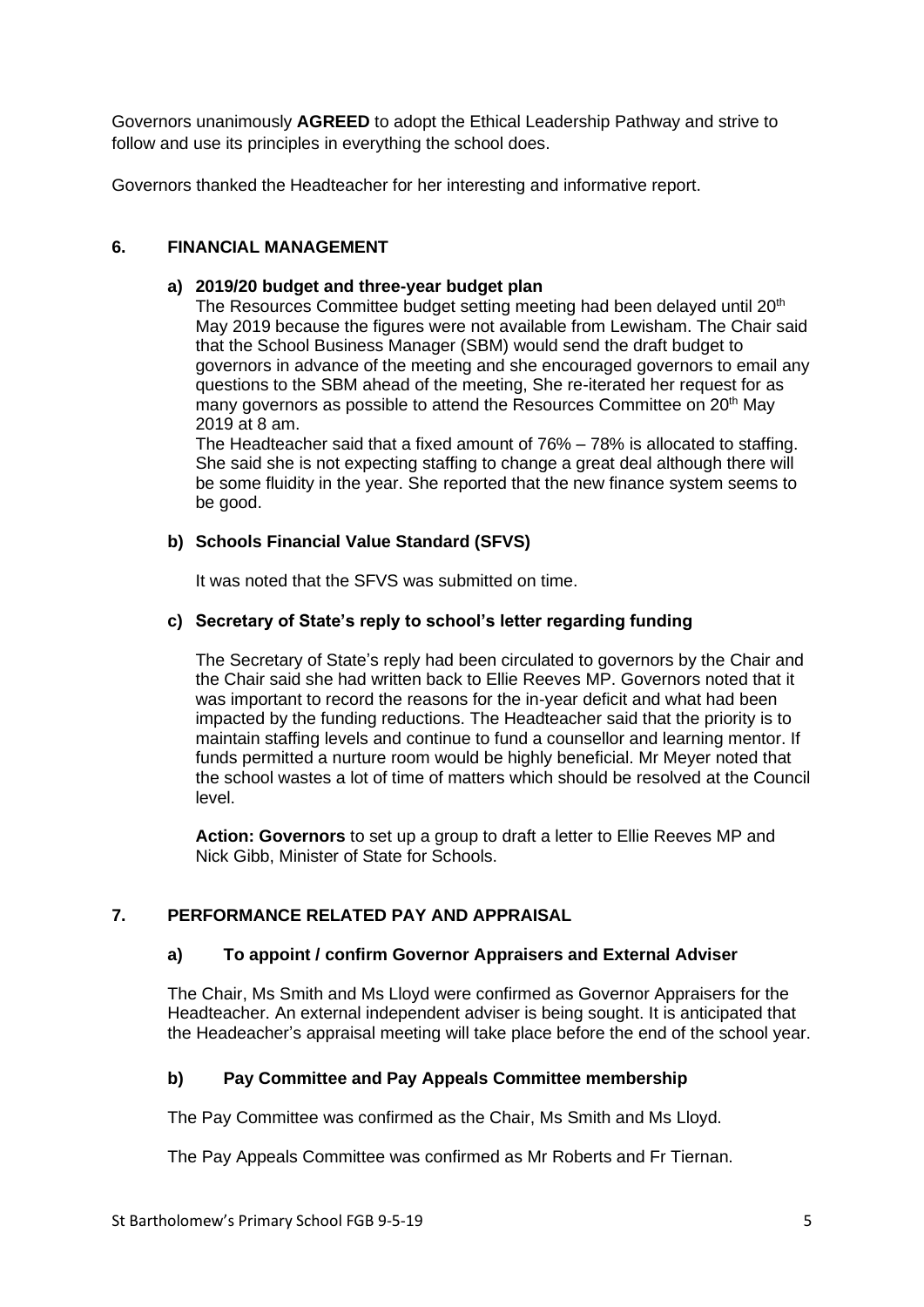Governors unanimously **AGREED** to adopt the Ethical Leadership Pathway and strive to follow and use its principles in everything the school does.

Governors thanked the Headteacher for her interesting and informative report.

## 6. FINANCIAL MANAGEMENT

### a) 2019/20 budget and three-year budget plan

The Resources Committee budget setting meeting had been delayed until 20th May 2019 because the figures were not available from Lewisham. The Chair said that the School Business Manager (SBM) would send the draft budget to governors in advance of the meeting and she encouraged governors to email any questions to the SBM ahead of the meeting, She re-iterated her request for as many governors as possible to attend the Resources Committee on 20th May 2019 at 8 am.

The Headteacher said that a fixed amount of 76% – 78% is allocated to staffing. She said she is not expecting staffing to change a great deal although there will be some fluidity in the year. She reported that the new finance system seems to be good.

### b) Schools Financial Value Standard (SFVS)

It was noted that the SFVS was submitted on time.

### c) Secretary of State's reply to school's letter regarding funding

The Secretary of State's reply had been circulated to governors by the Chair and the Chair said she had written back to Ellie Reeves MP. Governors noted that it was important to record the reasons for the in-year deficit and what had been impacted by the funding reductions. The Headteacher said that the priority is to maintain staffing levels and continue to fund a counsellor and learning mentor. If funds permitted a nurture room would be highly beneficial. Mr Meyer noted that the school wastes a lot of time of matters which should be resolved at the Council level.

**Action: Governors** to set up a group to draft a letter to Ellie Reeves MP and Nick Gibb, Minister of State for Schools.

## 7. PERFORMANCE RELATED PAY AND APPRAISAL

### a) To appoint / confirm Governor Appraisers and External Adviser

The Chair, Ms Smith and Ms Lloyd were confirmed as Governor Appraisers for the Headteacher. An external independent adviser is being sought. It is anticipated that the Headeacher's appraisal meeting will take place before the end of the school year.

### b) Pay Committee and Pay Appeals Committee membership

The Pay Committee was confirmed as the Chair, Ms Smith and Ms Lloyd.

The Pay Appeals Committee was confirmed as Mr Roberts and Fr Tiernan.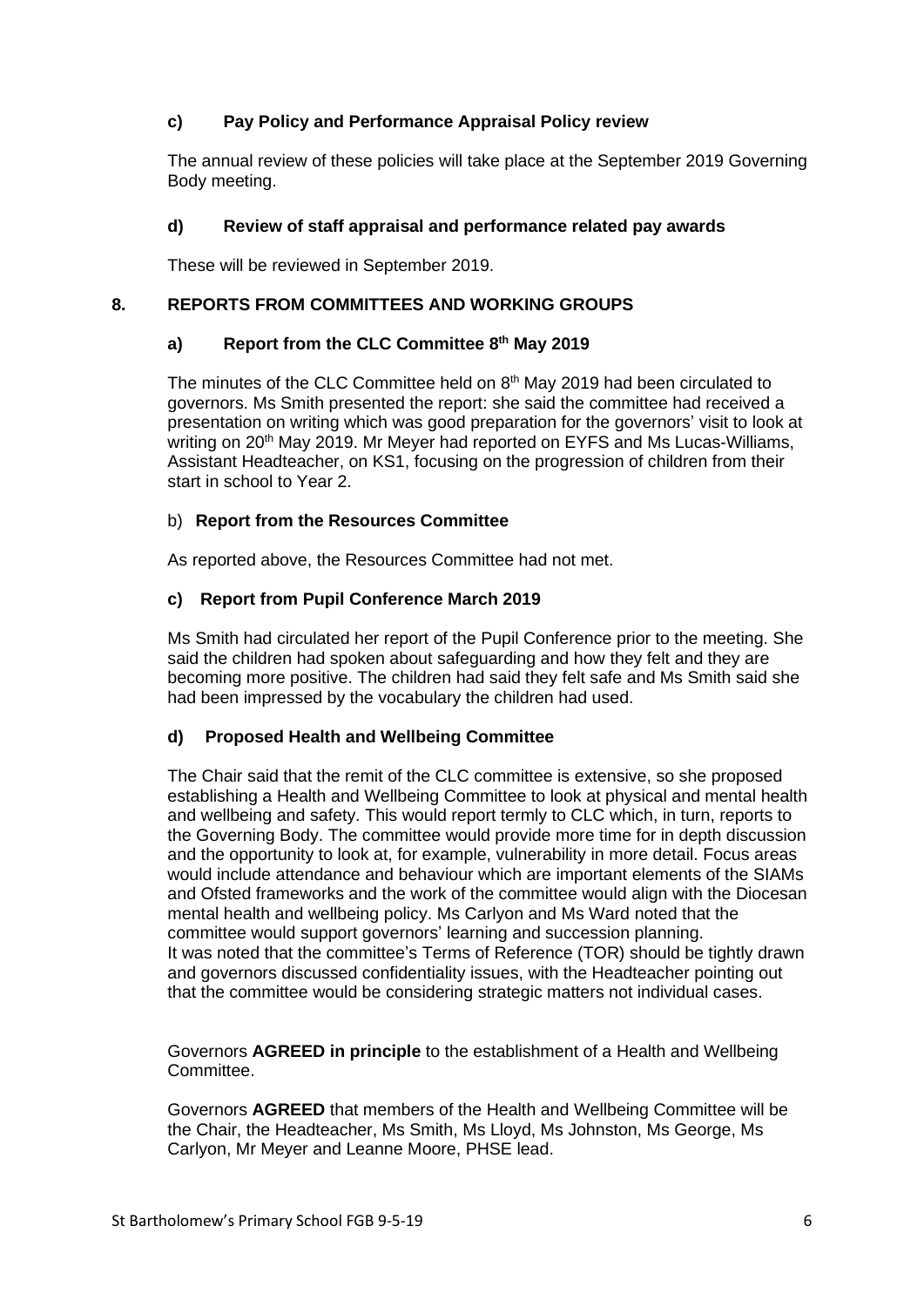### c) Pay Policy and Performance Appraisal Policy review

The annual review of these policies will take place at the September 2019 Governing Body meeting.

### d) Review of staff appraisal and performance related pay awards

These will be reviewed in September 2019.

## 8. REPORTS FROM COMMITTEES AND WORKING GROUPS

### a) Report from the CLC Committee 8th May 2019

The minutes of the CLC Committee held on 8th May 2019 had been circulated to governors. Ms Smith presented the report: she said the committee had received a presentation on writing which was good preparation for the governors' visit to look at writing on 20th May 2019. Mr Meyer had reported on EYFS and Ms Lucas-Williams, Assistant Headteacher, on KS1, focusing on the progression of children from their start in school to Year 2.

### b) Report from the Resources Committee

As reported above, the Resources Committee had not met.

### c) Report from Pupil Conference March 2019

Ms Smith had circulated her report of the Pupil Conference prior to the meeting. She said the children had spoken about safeguarding and how they felt and they are becoming more positive. The children had said they felt safe and Ms Smith said she had been impressed by the vocabulary the children had used.

### d) Proposed Health and Wellbeing Committee

The Chair said that the remit of the CLC committee is extensive, so she proposed establishing a Health and Wellbeing Committee to look at physical and mental health and wellbeing and safety. This would report termly to CLC which, in turn, reports to the Governing Body. The committee would provide more time for in depth discussion and the opportunity to look at, for example, vulnerability in more detail. Focus areas would include attendance and behaviour which are important elements of the SIAMs and Ofsted frameworks and the work of the committee would align with the Diocesan mental health and wellbeing policy. Ms Carlyon and Ms Ward noted that the committee would support governors' learning and succession planning.
It was noted that the committee's Terms of Reference (TOR) should be tightly drawn and governors discussed confidentiality issues, with the Headteacher pointing out that the committee would be considering strategic matters not individual cases.

Governors **AGREED in principle** to the establishment of a Health and Wellbeing Committee.

Governors **AGREED** that members of the Health and Wellbeing Committee will be the Chair, the Headteacher, Ms Smith, Ms Lloyd, Ms Johnston, Ms George, Ms Carlyon, Mr Meyer and Leanne Moore, PHSE lead.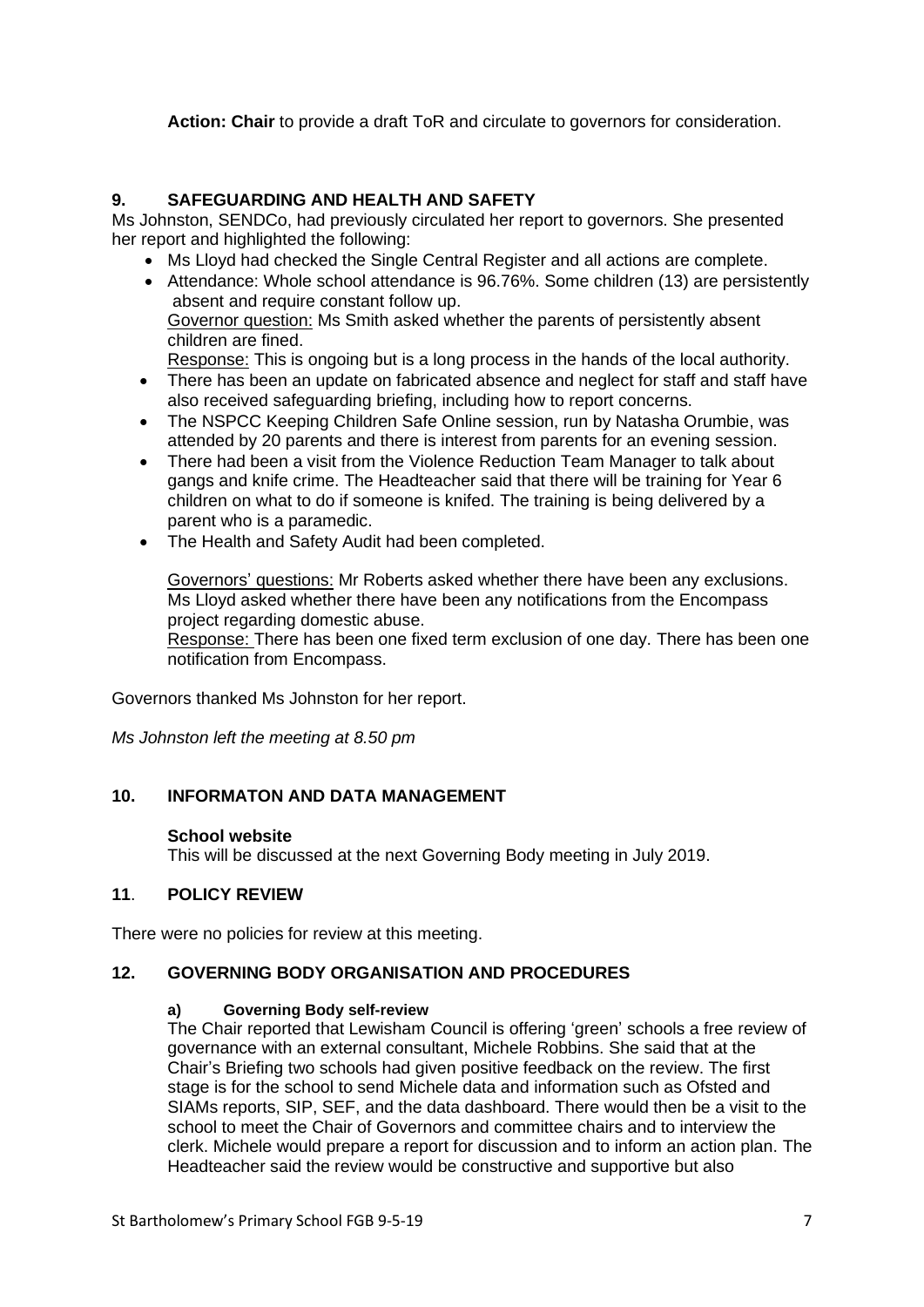**Action: Chair** to provide a draft ToR and circulate to governors for consideration.

## 9. SAFEGUARDING AND HEALTH AND SAFETY

Ms Johnston, SENDCo, had previously circulated her report to governors. She presented her report and highlighted the following:

- Ms Lloyd had checked the Single Central Register and all actions are complete.
- Attendance: Whole school attendance is 96.76%. Some children (13) are persistently absent and require constant follow up.
  Governor question: Ms Smith asked whether the parents of persistently absent children are fined.
  Response: This is ongoing but is a long process in the hands of the local authority.
- There has been an update on fabricated absence and neglect for staff and staff have also received safeguarding briefing, including how to report concerns.
- The NSPCC Keeping Children Safe Online session, run by Natasha Orumbie, was attended by 20 parents and there is interest from parents for an evening session.
- There had been a visit from the Violence Reduction Team Manager to talk about gangs and knife crime. The Headteacher said that there will be training for Year 6 children on what to do if someone is knifed. The training is being delivered by a parent who is a paramedic.
- The Health and Safety Audit had been completed.

  Governors' questions: Mr Roberts asked whether there have been any exclusions. Ms Lloyd asked whether there have been any notifications from the Encompass project regarding domestic abuse.
  Response: There has been one fixed term exclusion of one day. There has been one notification from Encompass.

Governors thanked Ms Johnston for her report.

*Ms Johnston left the meeting at 8.50 pm*

## 10. INFORMATON AND DATA MANAGEMENT

**School website**

This will be discussed at the next Governing Body meeting in July 2019.

## 11. POLICY REVIEW

There were no policies for review at this meeting.

## 12. GOVERNING BODY ORGANISATION AND PROCEDURES

### a) Governing Body self-review

The Chair reported that Lewisham Council is offering 'green' schools a free review of governance with an external consultant, Michele Robbins. She said that at the Chair's Briefing two schools had given positive feedback on the review. The first stage is for the school to send Michele data and information such as Ofsted and SIAMs reports, SIP, SEF, and the data dashboard. There would then be a visit to the school to meet the Chair of Governors and committee chairs and to interview the clerk. Michele would prepare a report for discussion and to inform an action plan. The Headteacher said the review would be constructive and supportive but also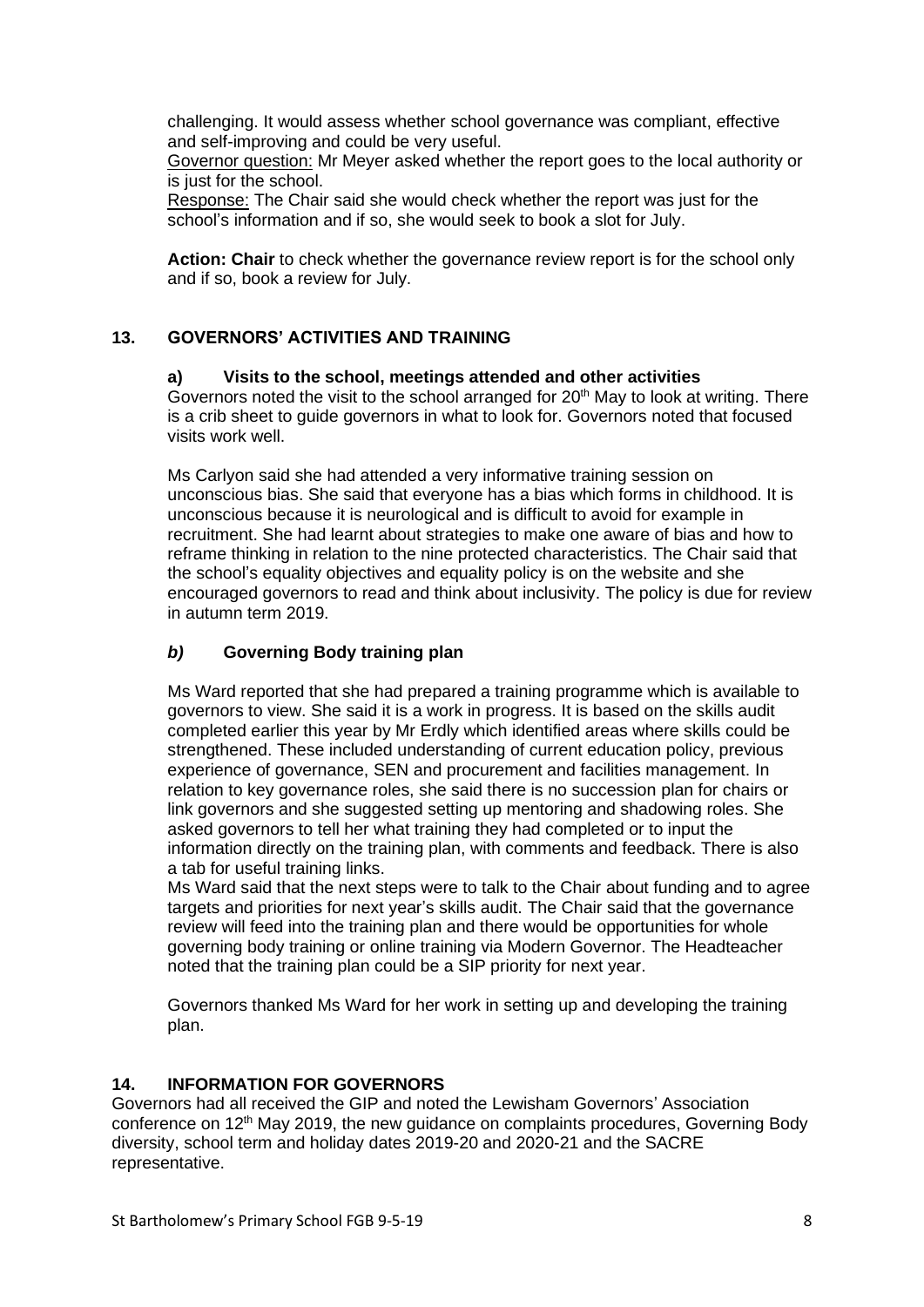challenging. It would assess whether school governance was compliant, effective and self-improving and could be very useful.

Governor question: Mr Meyer asked whether the report goes to the local authority or is just for the school.

Response: The Chair said she would check whether the report was just for the school's information and if so, she would seek to book a slot for July.

**Action: Chair** to check whether the governance review report is for the school only and if so, book a review for July.

## 13. GOVERNORS' ACTIVITIES AND TRAINING

### a) Visits to the school, meetings attended and other activities

Governors noted the visit to the school arranged for 20th May to look at writing. There is a crib sheet to guide governors in what to look for. Governors noted that focused visits work well.

Ms Carlyon said she had attended a very informative training session on unconscious bias. She said that everyone has a bias which forms in childhood. It is unconscious because it is neurological and is difficult to avoid for example in recruitment. She had learnt about strategies to make one aware of bias and how to reframe thinking in relation to the nine protected characteristics. The Chair said that the school's equality objectives and equality policy is on the website and she encouraged governors to read and think about inclusivity. The policy is due for review in autumn term 2019.

### *b)* Governing Body training plan

Ms Ward reported that she had prepared a training programme which is available to governors to view. She said it is a work in progress. It is based on the skills audit completed earlier this year by Mr Erdly which identified areas where skills could be strengthened. These included understanding of current education policy, previous experience of governance, SEN and procurement and facilities management. In relation to key governance roles, she said there is no succession plan for chairs or link governors and she suggested setting up mentoring and shadowing roles. She asked governors to tell her what training they had completed or to input the information directly on the training plan, with comments and feedback. There is also a tab for useful training links.

Ms Ward said that the next steps were to talk to the Chair about funding and to agree targets and priorities for next year's skills audit. The Chair said that the governance review will feed into the training plan and there would be opportunities for whole governing body training or online training via Modern Governor. The Headteacher noted that the training plan could be a SIP priority for next year.

Governors thanked Ms Ward for her work in setting up and developing the training plan.

## 14. INFORMATION FOR GOVERNORS

Governors had all received the GIP and noted the Lewisham Governors' Association conference on 12th May 2019, the new guidance on complaints procedures, Governing Body diversity, school term and holiday dates 2019-20 and 2020-21 and the SACRE representative.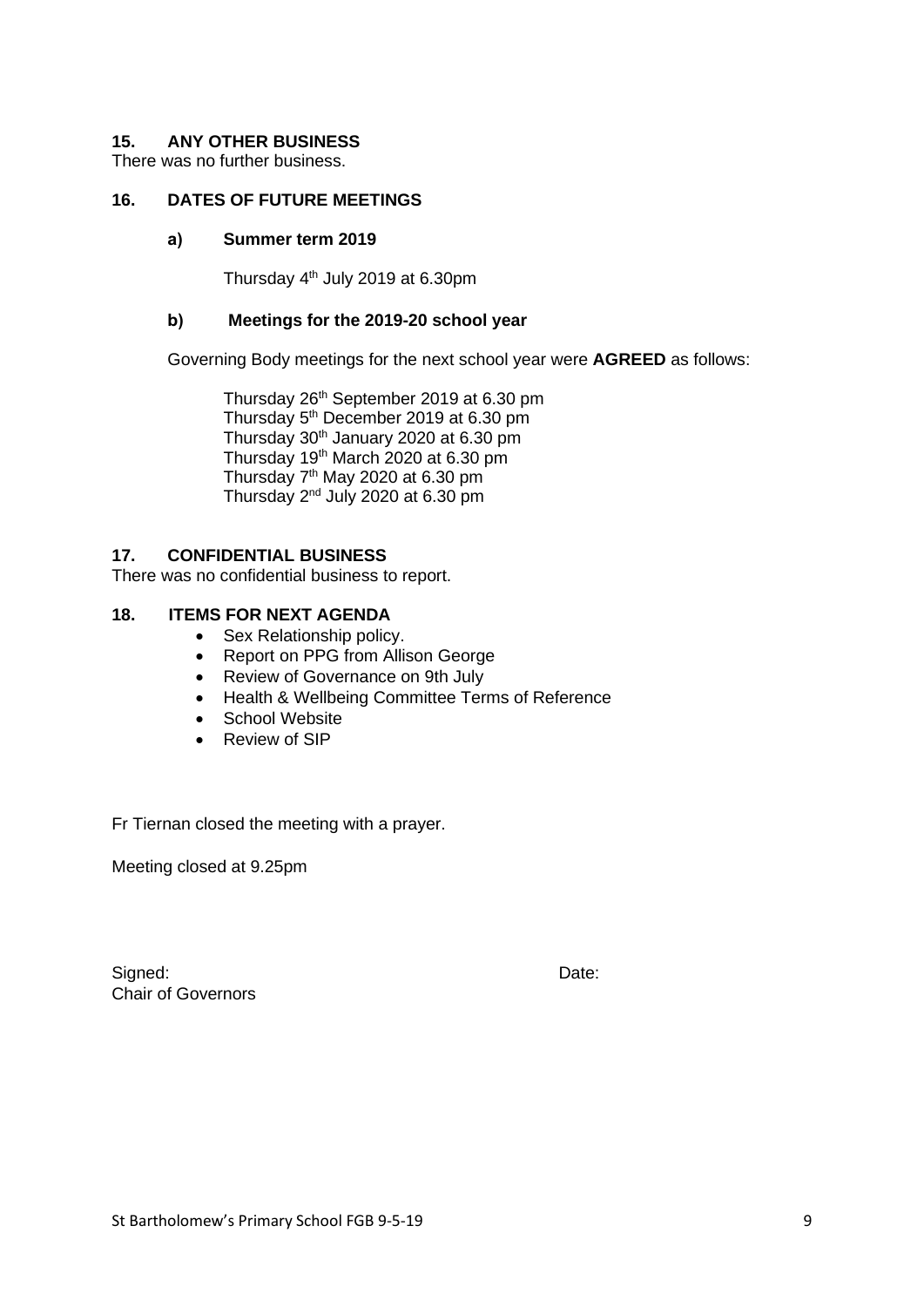## 15. ANY OTHER BUSINESS

There was no further business.

## 16. DATES OF FUTURE MEETINGS

### a) Summer term 2019

Thursday 4th July 2019 at 6.30pm

### b) Meetings for the 2019-20 school year

Governing Body meetings for the next school year were **AGREED** as follows:

Thursday 26th September 2019 at 6.30 pm
Thursday 5th December 2019 at 6.30 pm
Thursday 30th January 2020 at 6.30 pm
Thursday 19th March 2020 at 6.30 pm
Thursday 7th May 2020 at 6.30 pm
Thursday 2nd July 2020 at 6.30 pm

## 17. CONFIDENTIAL BUSINESS

There was no confidential business to report.

## 18. ITEMS FOR NEXT AGENDA

- Sex Relationship policy.
- Report on PPG from Allison George
- Review of Governance on 9th July
- Health & Wellbeing Committee Terms of Reference
- School Website
- Review of SIP

Fr Tiernan closed the meeting with a prayer.

Meeting closed at 9.25pm

Signed: Date:
Chair of Governors